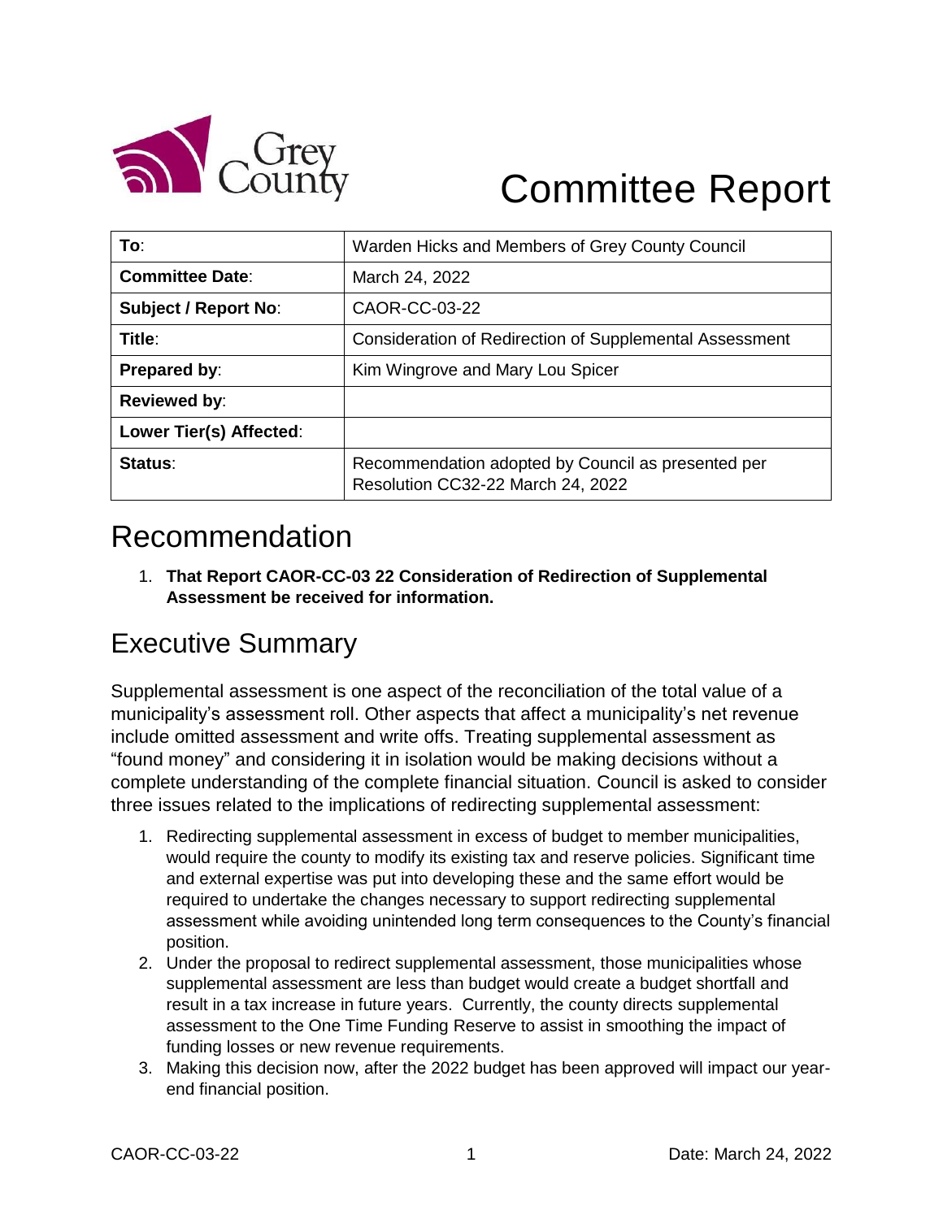# Committee Report

| To: | Warden Hicks and Members of Grey County Council |
| --- | --- |
| Committee Date: | March 24, 2022 |
| Subject / Report No: | CAOR-CC-03-22 |
| Title: | Consideration of Redirection of Supplemental Assessment |
| Prepared by: | Kim Wingrove and Mary Lou Spicer |
| Reviewed by: | |
| Lower Tier(s) Affected: | |
| Status: | Recommendation adopted by Council as presented per Resolution CC32-22 March 24, 2022 |

## Recommendation

1. **That Report CAOR-CC-03 22 Consideration of Redirection of Supplemental Assessment be received for information.**

## Executive Summary

Supplemental assessment is one aspect of the reconciliation of the total value of a municipality's assessment roll. Other aspects that affect a municipality's net revenue include omitted assessment and write offs. Treating supplemental assessment as "found money" and considering it in isolation would be making decisions without a complete understanding of the complete financial situation. Council is asked to consider three issues related to the implications of redirecting supplemental assessment:

1. Redirecting supplemental assessment in excess of budget to member municipalities, would require the county to modify its existing tax and reserve policies. Significant time and external expertise was put into developing these and the same effort would be required to undertake the changes necessary to support redirecting supplemental assessment while avoiding unintended long term consequences to the County's financial position.
2. Under the proposal to redirect supplemental assessment, those municipalities whose supplemental assessment are less than budget would create a budget shortfall and result in a tax increase in future years. Currently, the county directs supplemental assessment to the One Time Funding Reserve to assist in smoothing the impact of funding losses or new revenue requirements.
3. Making this decision now, after the 2022 budget has been approved will impact our year-end financial position.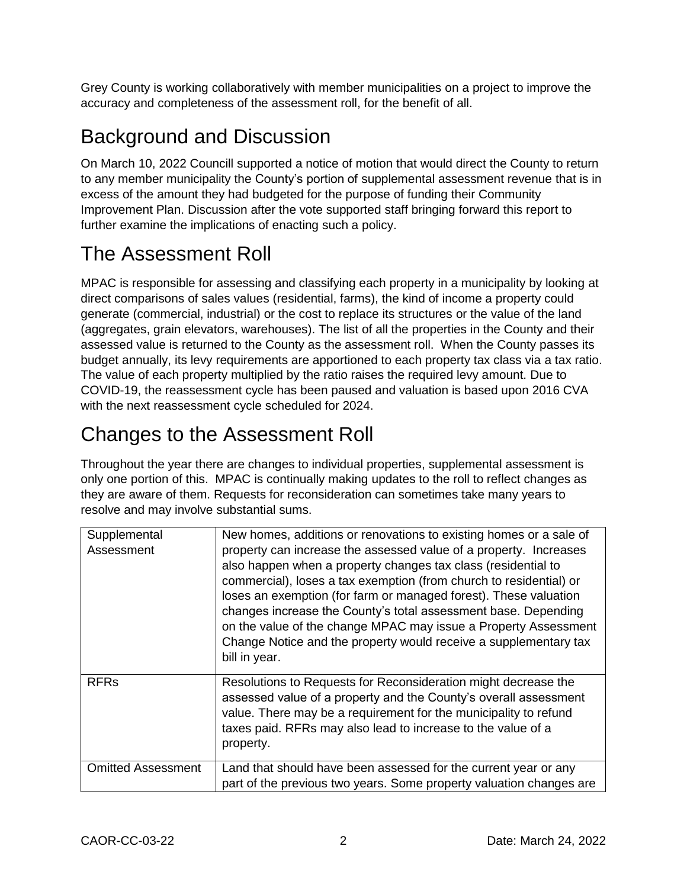Grey County is working collaboratively with member municipalities on a project to improve the accuracy and completeness of the assessment roll, for the benefit of all.

# Background and Discussion

On March 10, 2022 Councill supported a notice of motion that would direct the County to return to any member municipality the County's portion of supplemental assessment revenue that is in excess of the amount they had budgeted for the purpose of funding their Community Improvement Plan. Discussion after the vote supported staff bringing forward this report to further examine the implications of enacting such a policy.

# The Assessment Roll

MPAC is responsible for assessing and classifying each property in a municipality by looking at direct comparisons of sales values (residential, farms), the kind of income a property could generate (commercial, industrial) or the cost to replace its structures or the value of the land (aggregates, grain elevators, warehouses). The list of all the properties in the County and their assessed value is returned to the County as the assessment roll. When the County passes its budget annually, its levy requirements are apportioned to each property tax class via a tax ratio. The value of each property multiplied by the ratio raises the required levy amount. Due to COVID-19, the reassessment cycle has been paused and valuation is based upon 2016 CVA with the next reassessment cycle scheduled for 2024.

# Changes to the Assessment Roll

Throughout the year there are changes to individual properties, supplemental assessment is only one portion of this. MPAC is continually making updates to the roll to reflect changes as they are aware of them. Requests for reconsideration can sometimes take many years to resolve and may involve substantial sums.

| | |
|---|---|
| Supplemental Assessment | New homes, additions or renovations to existing homes or a sale of property can increase the assessed value of a property. Increases also happen when a property changes tax class (residential to commercial), loses a tax exemption (from church to residential) or loses an exemption (for farm or managed forest). These valuation changes increase the County's total assessment base. Depending on the value of the change MPAC may issue a Property Assessment Change Notice and the property would receive a supplementary tax bill in year. |
| RFRs | Resolutions to Requests for Reconsideration might decrease the assessed value of a property and the County's overall assessment value. There may be a requirement for the municipality to refund taxes paid. RFRs may also lead to increase to the value of a property. |
| Omitted Assessment | Land that should have been assessed for the current year or any part of the previous two years. Some property valuation changes are |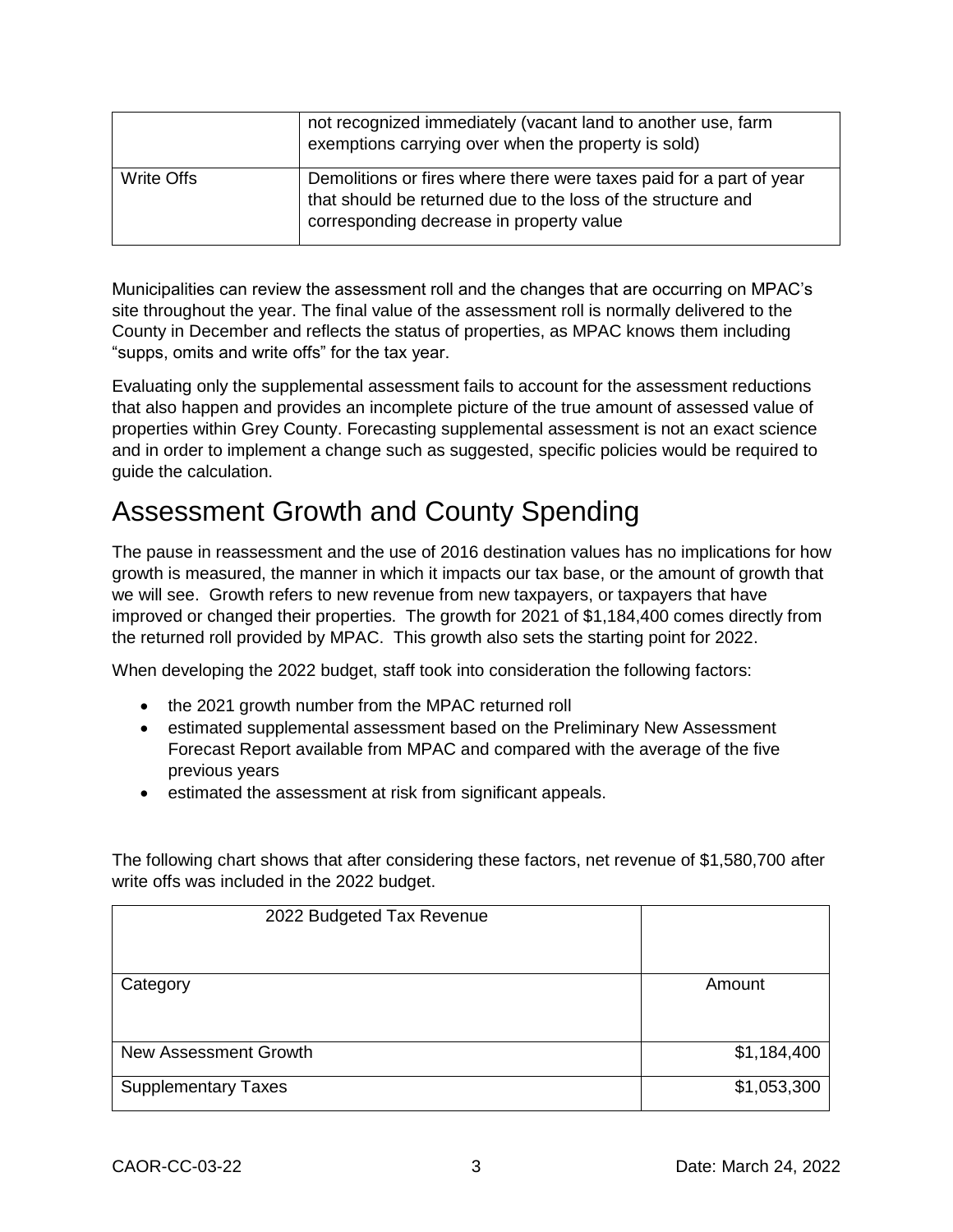| | not recognized immediately (vacant land to another use, farm exemptions carrying over when the property is sold) |
|---|---|
| Write Offs | Demolitions or fires where there were taxes paid for a part of year that should be returned due to the loss of the structure and corresponding decrease in property value |

Municipalities can review the assessment roll and the changes that are occurring on MPAC's site throughout the year. The final value of the assessment roll is normally delivered to the County in December and reflects the status of properties, as MPAC knows them including "supps, omits and write offs" for the tax year.

Evaluating only the supplemental assessment fails to account for the assessment reductions that also happen and provides an incomplete picture of the true amount of assessed value of properties within Grey County. Forecasting supplemental assessment is not an exact science and in order to implement a change such as suggested, specific policies would be required to guide the calculation.

# Assessment Growth and County Spending

The pause in reassessment and the use of 2016 destination values has no implications for how growth is measured, the manner in which it impacts our tax base, or the amount of growth that we will see. Growth refers to new revenue from new taxpayers, or taxpayers that have improved or changed their properties. The growth for 2021 of $1,184,400 comes directly from the returned roll provided by MPAC. This growth also sets the starting point for 2022.

When developing the 2022 budget, staff took into consideration the following factors:

- the 2021 growth number from the MPAC returned roll
- estimated supplemental assessment based on the Preliminary New Assessment Forecast Report available from MPAC and compared with the average of the five previous years
- estimated the assessment at risk from significant appeals.

The following chart shows that after considering these factors, net revenue of $1,580,700 after write offs was included in the 2022 budget.

| 2022 Budgeted Tax Revenue | |
|---|---|
| Category | Amount |
| New Assessment Growth | $1,184,400 |
| Supplementary Taxes | $1,053,300 |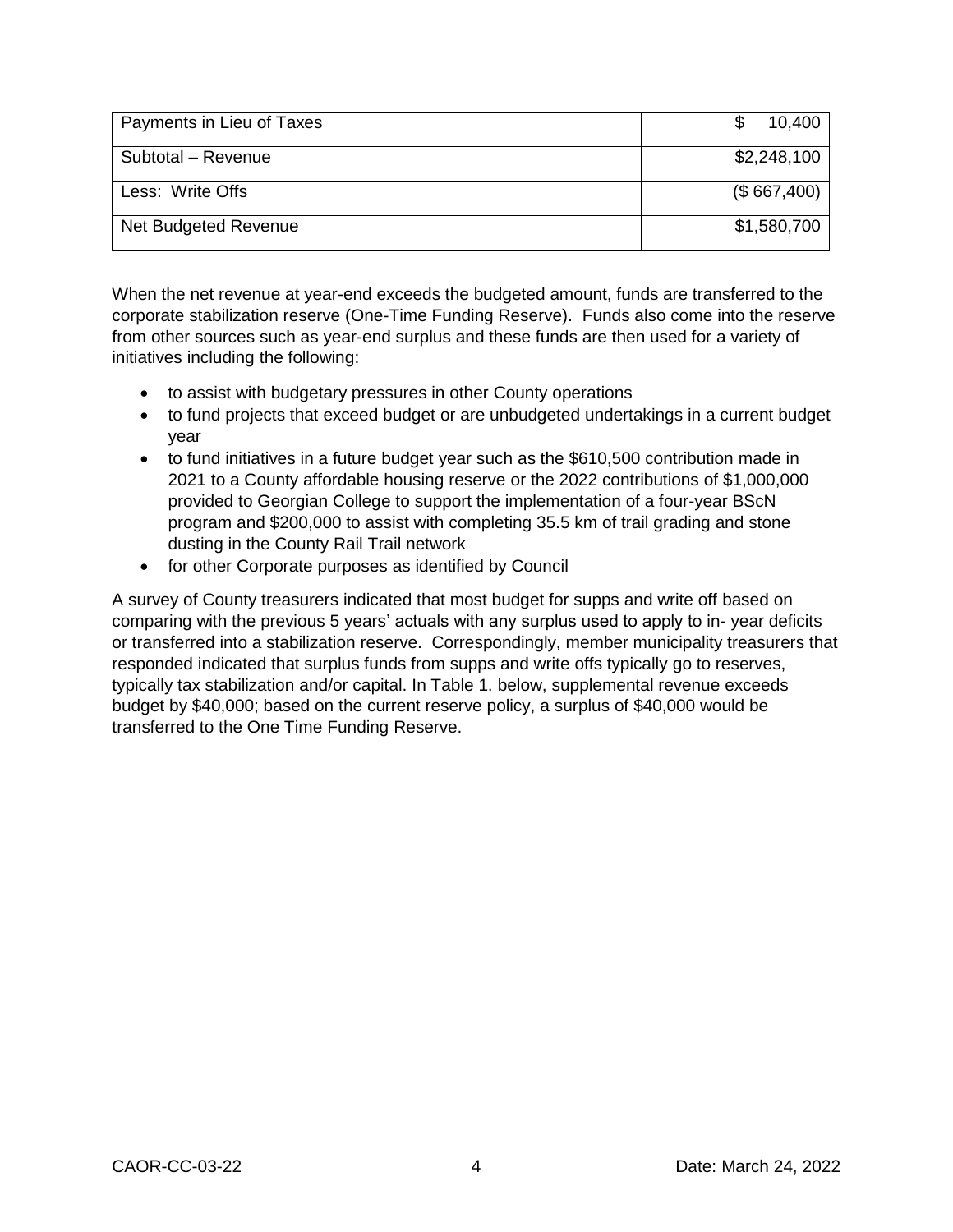| Payments in Lieu of Taxes | $ 10,400 |
| --- | --- |
| Subtotal – Revenue | $2,248,100 |
| Less: Write Offs | ($ 667,400) |
| Net Budgeted Revenue | $1,580,700 |

When the net revenue at year-end exceeds the budgeted amount, funds are transferred to the corporate stabilization reserve (One-Time Funding Reserve). Funds also come into the reserve from other sources such as year-end surplus and these funds are then used for a variety of initiatives including the following:

- to assist with budgetary pressures in other County operations
- to fund projects that exceed budget or are unbudgeted undertakings in a current budget year
- to fund initiatives in a future budget year such as the $610,500 contribution made in 2021 to a County affordable housing reserve or the 2022 contributions of $1,000,000 provided to Georgian College to support the implementation of a four-year BScN program and $200,000 to assist with completing 35.5 km of trail grading and stone dusting in the County Rail Trail network
- for other Corporate purposes as identified by Council

A survey of County treasurers indicated that most budget for supps and write off based on comparing with the previous 5 years' actuals with any surplus used to apply to in- year deficits or transferred into a stabilization reserve. Correspondingly, member municipality treasurers that responded indicated that surplus funds from supps and write offs typically go to reserves, typically tax stabilization and/or capital. In Table 1. below, supplemental revenue exceeds budget by $40,000; based on the current reserve policy, a surplus of $40,000 would be transferred to the One Time Funding Reserve.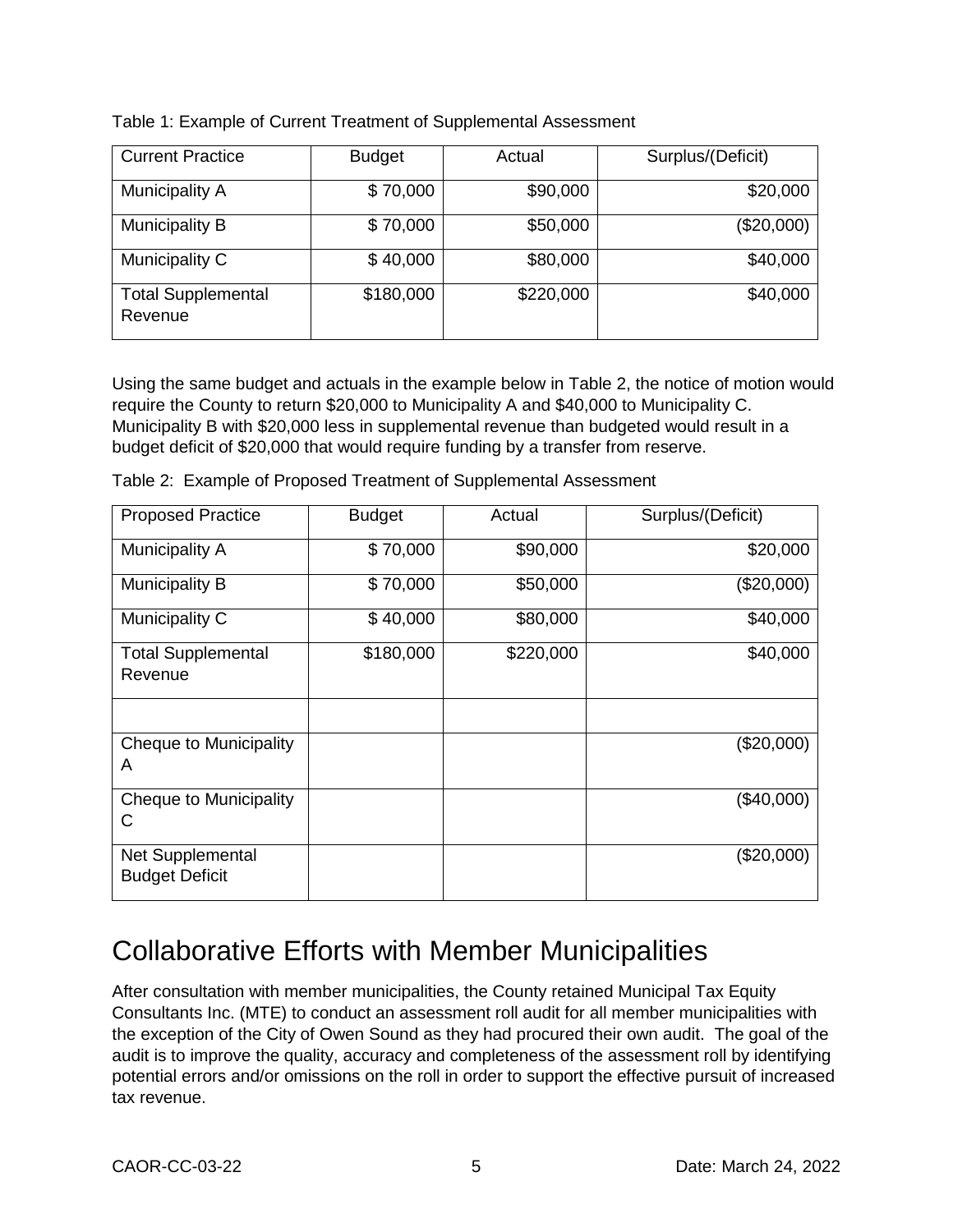Table 1: Example of Current Treatment of Supplemental Assessment

| Current Practice | Budget | Actual | Surplus/(Deficit) |
|---|---|---|---|
| Municipality A | $ 70,000 | $90,000 | $20,000 |
| Municipality B | $ 70,000 | $50,000 | ($20,000) |
| Municipality C | $ 40,000 | $80,000 | $40,000 |
| Total Supplemental Revenue | $180,000 | $220,000 | $40,000 |

Using the same budget and actuals in the example below in Table 2, the notice of motion would require the County to return $20,000 to Municipality A and $40,000 to Municipality C. Municipality B with $20,000 less in supplemental revenue than budgeted would result in a budget deficit of $20,000 that would require funding by a transfer from reserve.

Table 2: Example of Proposed Treatment of Supplemental Assessment

| Proposed Practice | Budget | Actual | Surplus/(Deficit) |
|---|---|---|---|
| Municipality A | $ 70,000 | $90,000 | $20,000 |
| Municipality B | $ 70,000 | $50,000 | ($20,000) |
| Municipality C | $ 40,000 | $80,000 | $40,000 |
| Total Supplemental Revenue | $180,000 | $220,000 | $40,000 |
| | | | |
| Cheque to Municipality A | | | ($20,000) |
| Cheque to Municipality C | | | ($40,000) |
| Net Supplemental Budget Deficit | | | ($20,000) |

## Collaborative Efforts with Member Municipalities

After consultation with member municipalities, the County retained Municipal Tax Equity Consultants Inc. (MTE) to conduct an assessment roll audit for all member municipalities with the exception of the City of Owen Sound as they had procured their own audit. The goal of the audit is to improve the quality, accuracy and completeness of the assessment roll by identifying potential errors and/or omissions on the roll in order to support the effective pursuit of increased tax revenue.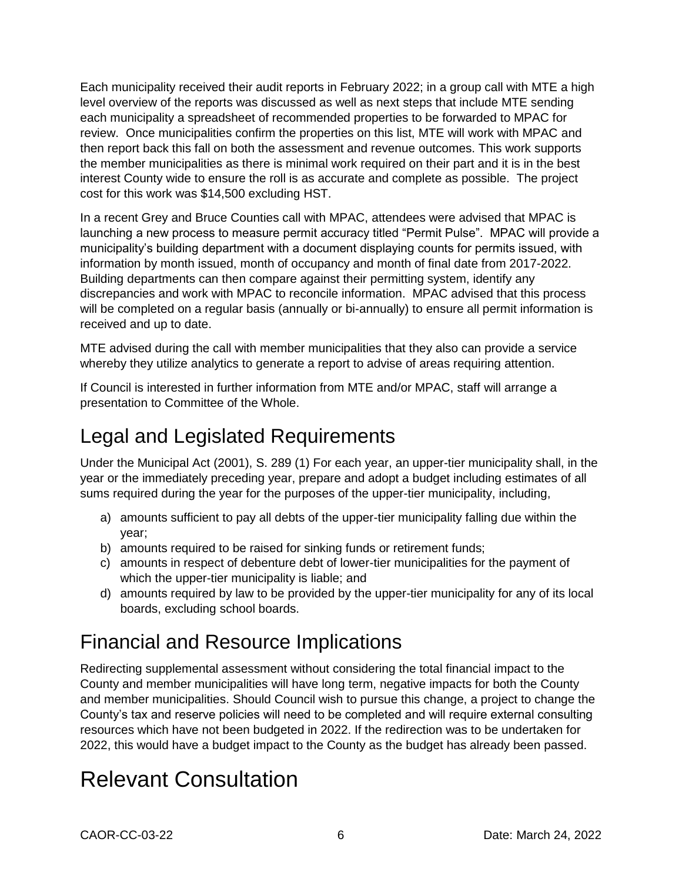Each municipality received their audit reports in February 2022; in a group call with MTE a high level overview of the reports was discussed as well as next steps that include MTE sending each municipality a spreadsheet of recommended properties to be forwarded to MPAC for review. Once municipalities confirm the properties on this list, MTE will work with MPAC and then report back this fall on both the assessment and revenue outcomes. This work supports the member municipalities as there is minimal work required on their part and it is in the best interest County wide to ensure the roll is as accurate and complete as possible. The project cost for this work was $14,500 excluding HST.

In a recent Grey and Bruce Counties call with MPAC, attendees were advised that MPAC is launching a new process to measure permit accuracy titled “Permit Pulse”. MPAC will provide a municipality’s building department with a document displaying counts for permits issued, with information by month issued, month of occupancy and month of final date from 2017-2022. Building departments can then compare against their permitting system, identify any discrepancies and work with MPAC to reconcile information. MPAC advised that this process will be completed on a regular basis (annually or bi-annually) to ensure all permit information is received and up to date.

MTE advised during the call with member municipalities that they also can provide a service whereby they utilize analytics to generate a report to advise of areas requiring attention.

If Council is interested in further information from MTE and/or MPAC, staff will arrange a presentation to Committee of the Whole.

## Legal and Legislated Requirements

Under the Municipal Act (2001), S. 289 (1) For each year, an upper-tier municipality shall, in the year or the immediately preceding year, prepare and adopt a budget including estimates of all sums required during the year for the purposes of the upper-tier municipality, including,

a) amounts sufficient to pay all debts of the upper-tier municipality falling due within the year;
b) amounts required to be raised for sinking funds or retirement funds;
c) amounts in respect of debenture debt of lower-tier municipalities for the payment of which the upper-tier municipality is liable; and
d) amounts required by law to be provided by the upper-tier municipality for any of its local boards, excluding school boards.

## Financial and Resource Implications

Redirecting supplemental assessment without considering the total financial impact to the County and member municipalities will have long term, negative impacts for both the County and member municipalities. Should Council wish to pursue this change, a project to change the County’s tax and reserve policies will need to be completed and will require external consulting resources which have not been budgeted in 2022. If the redirection was to be undertaken for 2022, this would have a budget impact to the County as the budget has already been passed.

# Relevant Consultation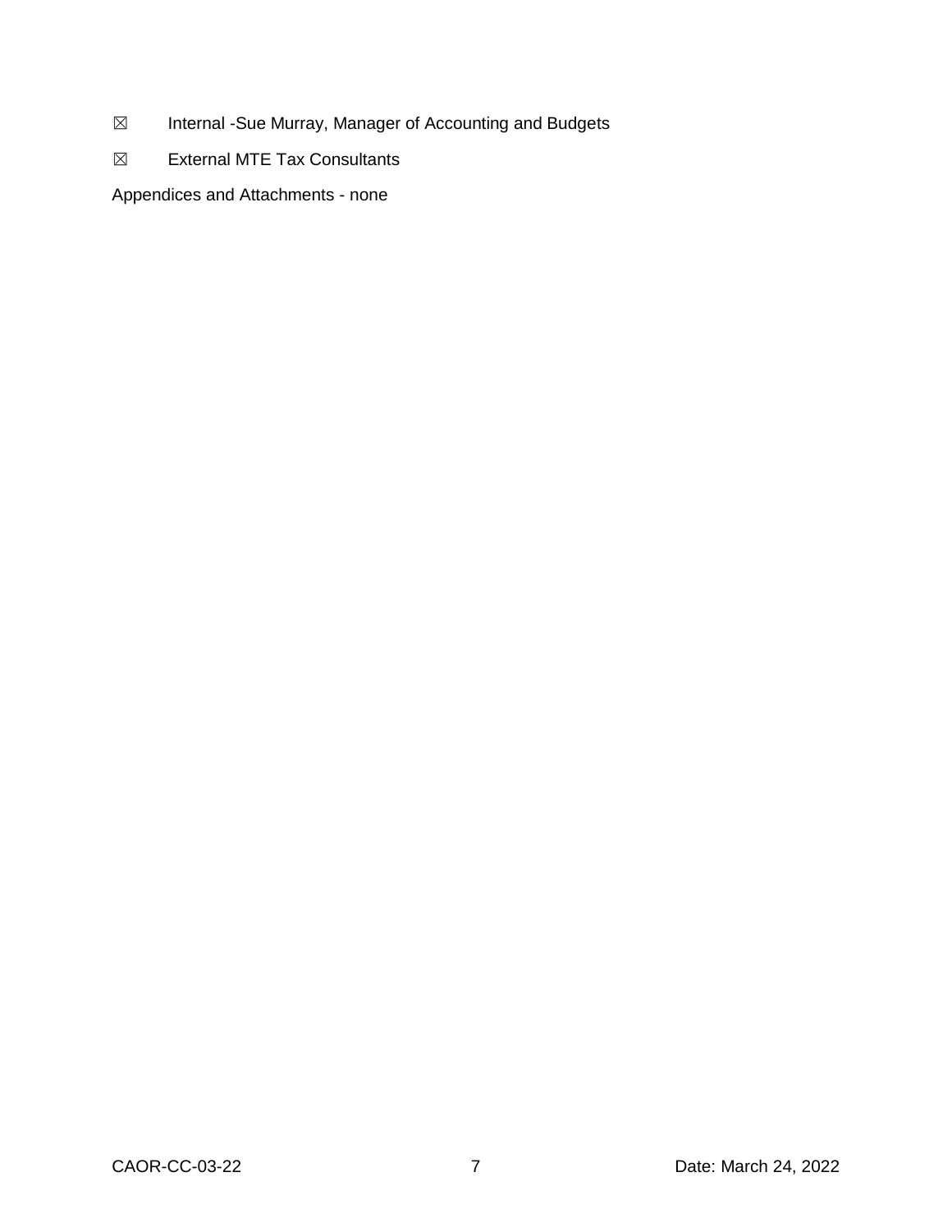☒ Internal -Sue Murray, Manager of Accounting and Budgets

☒ External MTE Tax Consultants

Appendices and Attachments - none